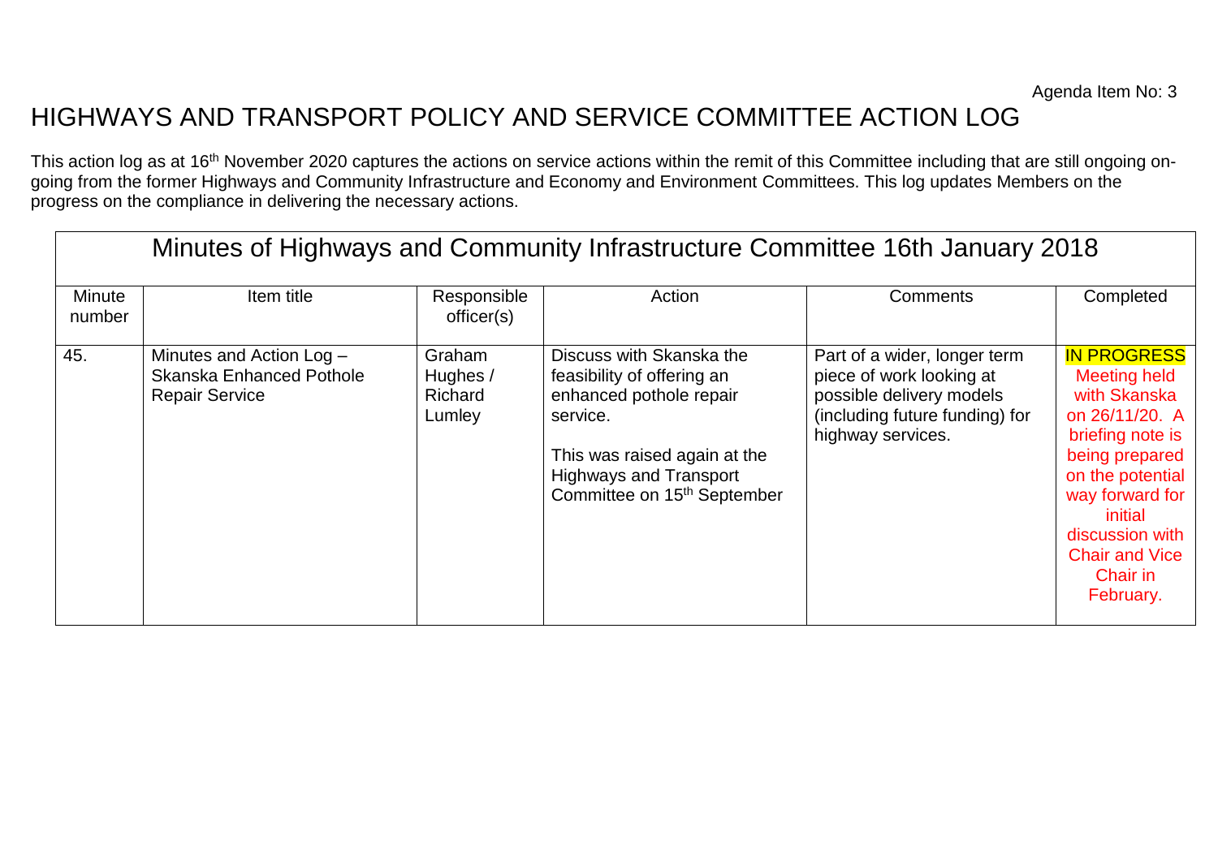Agenda Item No: 3

# HIGHWAYS AND TRANSPORT POLICY AND SERVICE COMMITTEE ACTION LOG

This action log as at 16th November 2020 captures the actions on service actions within the remit of this Committee including that are still ongoing on-going from the former Highways and Community Infrastructure and Economy and Environment Committees. This log updates Members on the progress on the compliance in delivering the necessary actions.

| Minutes of Highways and Community Infrastructure Committee 16th January 2018 | | | | | |
|---|---|---|---|---|---|
| Minute number | Item title | Responsible officer(s) | Action | Comments | Completed |
| 45. | Minutes and Action Log – Skanska Enhanced Pothole Repair Service | Graham Hughes / Richard Lumley | Discuss with Skanska the feasibility of offering an enhanced pothole repair service.<br><br>This was raised again at the Highways and Transport Committee on 15th September | Part of a wider, longer term piece of work looking at possible delivery models (including future funding) for highway services. | IN PROGRESS Meeting held with Skanska on 26/11/20. A briefing note is being prepared on the potential way forward for initial discussion with Chair and Vice Chair in February. |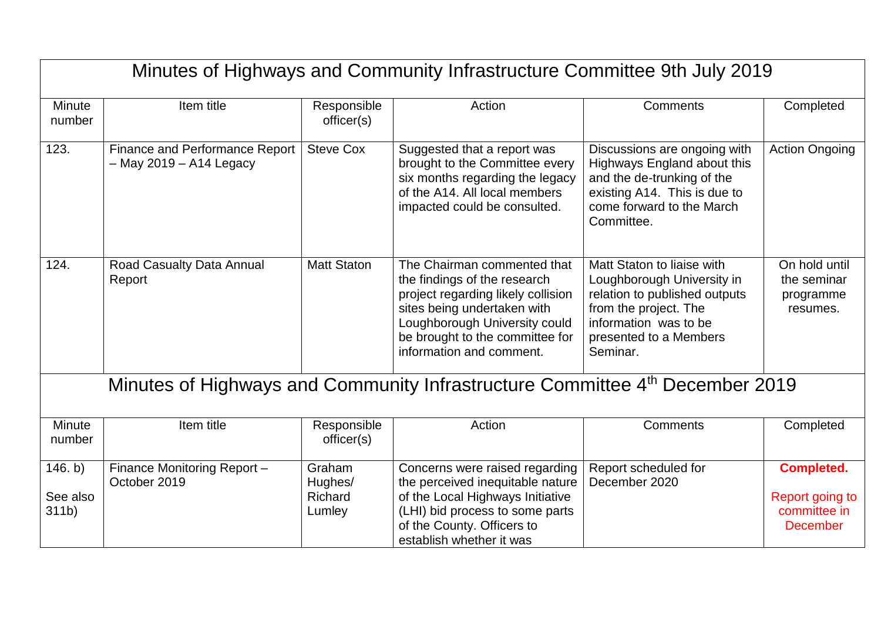## Minutes of Highways and Community Infrastructure Committee 9th July 2019

| Minute number | Item title | Responsible officer(s) | Action | Comments | Completed |
|---|---|---|---|---|---|
| 123. | Finance and Performance Report – May 2019 – A14 Legacy | Steve Cox | Suggested that a report was brought to the Committee every six months regarding the legacy of the A14. All local members impacted could be consulted. | Discussions are ongoing with Highways England about this and the de-trunking of the existing A14. This is due to come forward to the March Committee. | Action Ongoing |
| 124. | Road Casualty Data Annual Report | Matt Staton | The Chairman commented that the findings of the research project regarding likely collision sites being undertaken with Loughborough University could be brought to the committee for information and comment. | Matt Staton to liaise with Loughborough University in relation to published outputs from the project. The information was to be presented to a Members Seminar. | On hold until the seminar programme resumes. |

## Minutes of Highways and Community Infrastructure Committee 4th December 2019

| Minute number | Item title | Responsible officer(s) | Action | Comments | Completed |
|---|---|---|---|---|---|
| 146. b)<br><br>See also 311b) | Finance Monitoring Report – October 2019 | Graham Hughes/ Richard Lumley | Concerns were raised regarding the perceived inequitable nature of the Local Highways Initiative (LHI) bid process to some parts of the County. Officers to establish whether it was | Report scheduled for December 2020 | **Completed.**<br><br>Report going to committee in December |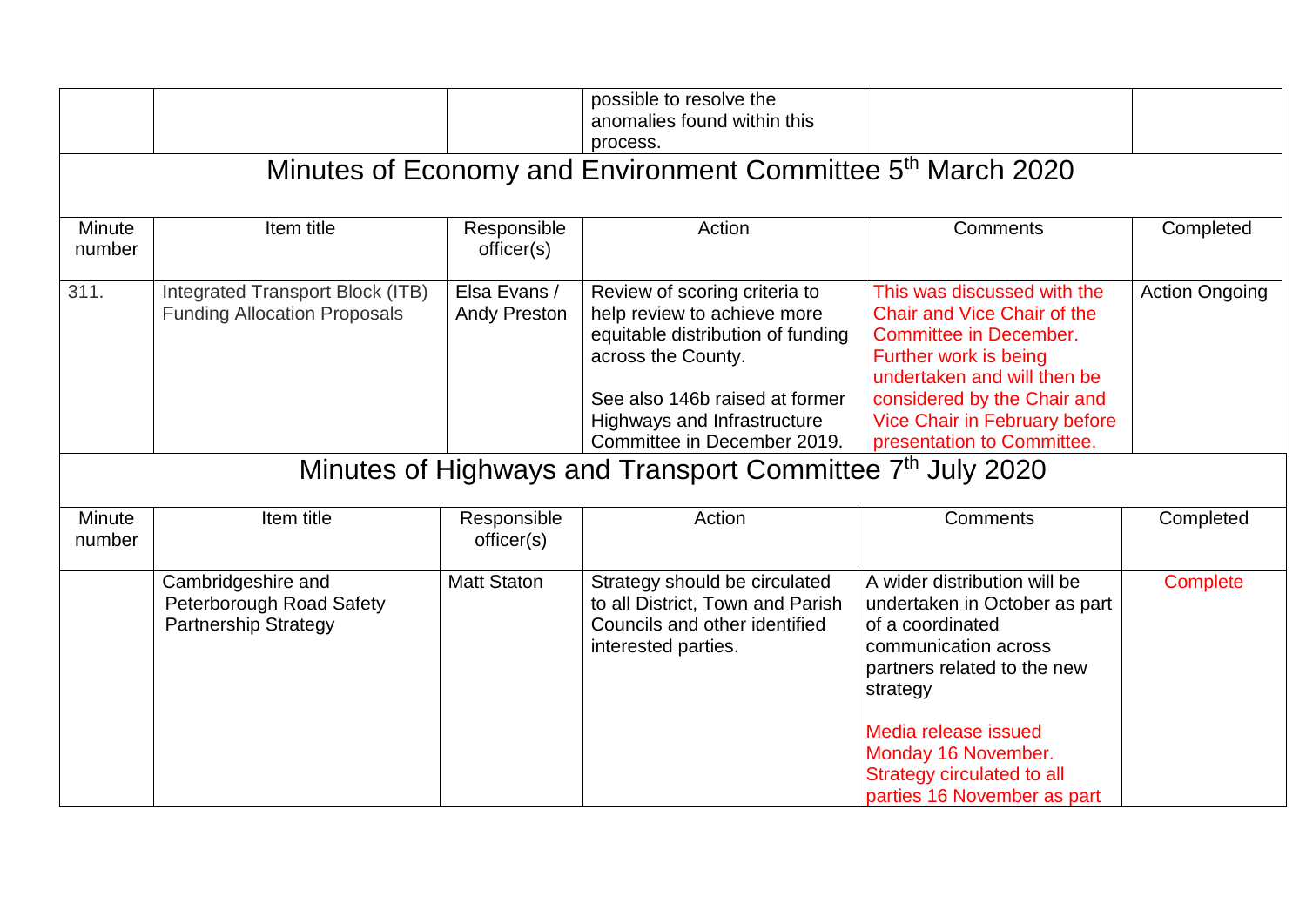| | | | | | |
|---|---|---|---|---|---|
| | | | possible to resolve the anomalies found within this process. | | |

## Minutes of Economy and Environment Committee 5th March 2020

| Minute number | Item title | Responsible officer(s) | Action | Comments | Completed |
|---|---|---|---|---|---|
| 311. | Integrated Transport Block (ITB) Funding Allocation Proposals | Elsa Evans / Andy Preston | Review of scoring criteria to help review to achieve more equitable distribution of funding across the County.<br><br>See also 146b raised at former Highways and Infrastructure Committee in December 2019. | This was discussed with the Chair and Vice Chair of the Committee in December. Further work is being undertaken and will then be considered by the Chair and Vice Chair in February before presentation to Committee. | Action Ongoing |

## Minutes of Highways and Transport Committee 7th July 2020

| Minute number | Item title | Responsible officer(s) | Action | Comments | Completed |
|---|---|---|---|---|---|
| | Cambridgeshire and Peterborough Road Safety Partnership Strategy | Matt Staton | Strategy should be circulated to all District, Town and Parish Councils and other identified interested parties. | A wider distribution will be undertaken in October as part of a coordinated communication across partners related to the new strategy<br><br>Media release issued Monday 16 November. Strategy circulated to all parties 16 November as part | Complete |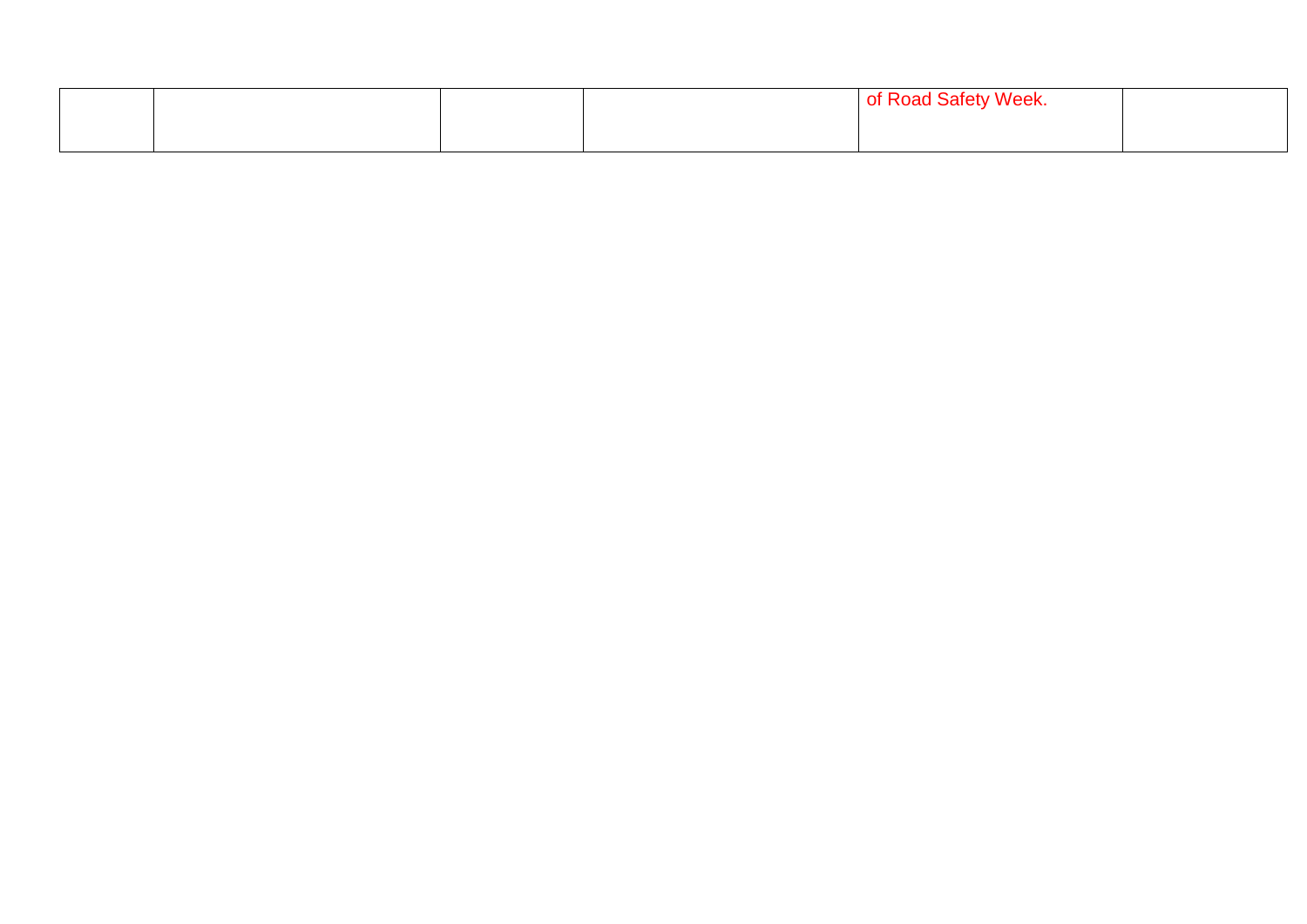| | | | | | |
|---|---|---|---|---|---|
| | | | | of Road Safety Week. | |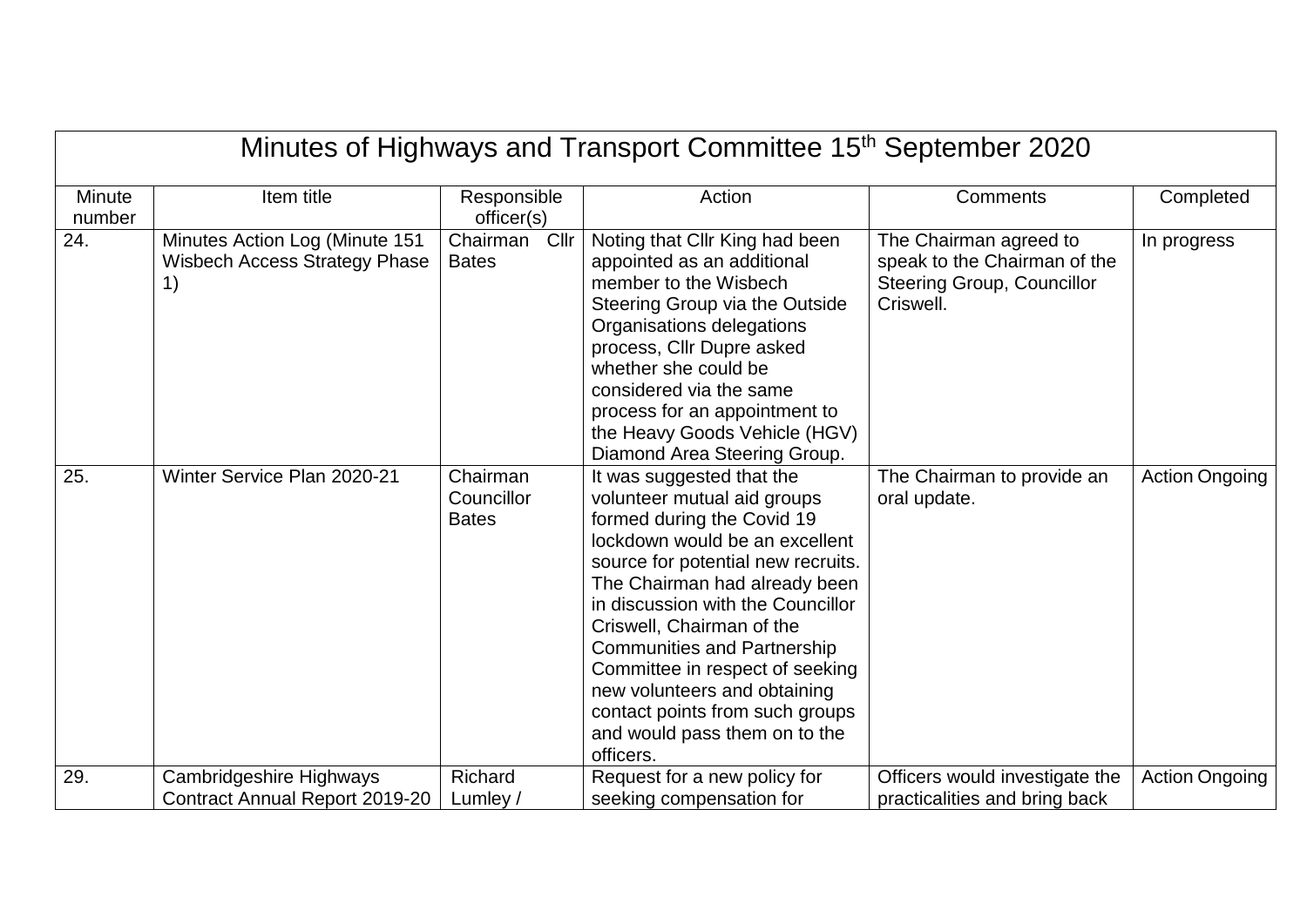| Minutes of Highways and Transport Committee 15th September 2020 | | | | | |
|---|---|---|---|---|---|
| Minute number | Item title | Responsible officer(s) | Action | Comments | Completed |
| 24. | Minutes Action Log (Minute 151 Wisbech Access Strategy Phase 1) | Chairman Cllr Bates | Noting that Cllr King had been appointed as an additional member to the Wisbech Steering Group via the Outside Organisations delegations process, Cllr Dupre asked whether she could be considered via the same process for an appointment to the Heavy Goods Vehicle (HGV) Diamond Area Steering Group. | The Chairman agreed to speak to the Chairman of the Steering Group, Councillor Criswell. | In progress |
| 25. | Winter Service Plan 2020-21 | Chairman Councillor Bates | It was suggested that the volunteer mutual aid groups formed during the Covid 19 lockdown would be an excellent source for potential new recruits. The Chairman had already been in discussion with the Councillor Criswell, Chairman of the Communities and Partnership Committee in respect of seeking new volunteers and obtaining contact points from such groups and would pass them on to the officers. | The Chairman to provide an oral update. | Action Ongoing |
| 29. | Cambridgeshire Highways Contract Annual Report 2019-20 | Richard Lumley / | Request for a new policy for seeking compensation for | Officers would investigate the practicalities and bring back | Action Ongoing |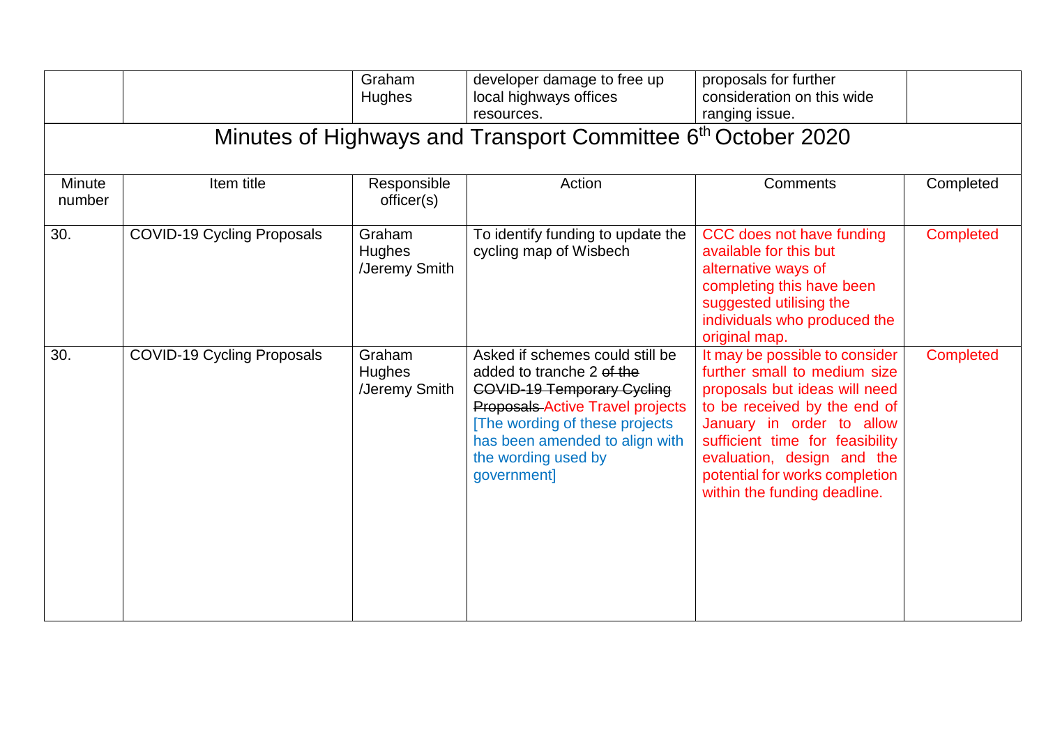| | | | | | |
|---|---|---|---|---|---|
| | | Graham Hughes | developer damage to free up local highways offices resources. | proposals for further consideration on this wide ranging issue. | |

## Minutes of Highways and Transport Committee 6th October 2020

| Minute number | Item title | Responsible officer(s) | Action | Comments | Completed |
|---|---|---|---|---|---|
| 30. | COVID-19 Cycling Proposals | Graham Hughes /Jeremy Smith | To identify funding to update the cycling map of Wisbech | CCC does not have funding available for this but alternative ways of completing this have been suggested utilising the individuals who produced the original map. | Completed |
| 30. | COVID-19 Cycling Proposals | Graham Hughes /Jeremy Smith | Asked if schemes could still be added to tranche 2 ~~of the COVID-19 Temporary Cycling Proposals~~ Active Travel projects [The wording of these projects has been amended to align with the wording used by government] | It may be possible to consider further small to medium size proposals but ideas will need to be received by the end of January in order to allow sufficient time for feasibility evaluation, design and the potential for works completion within the funding deadline. | Completed |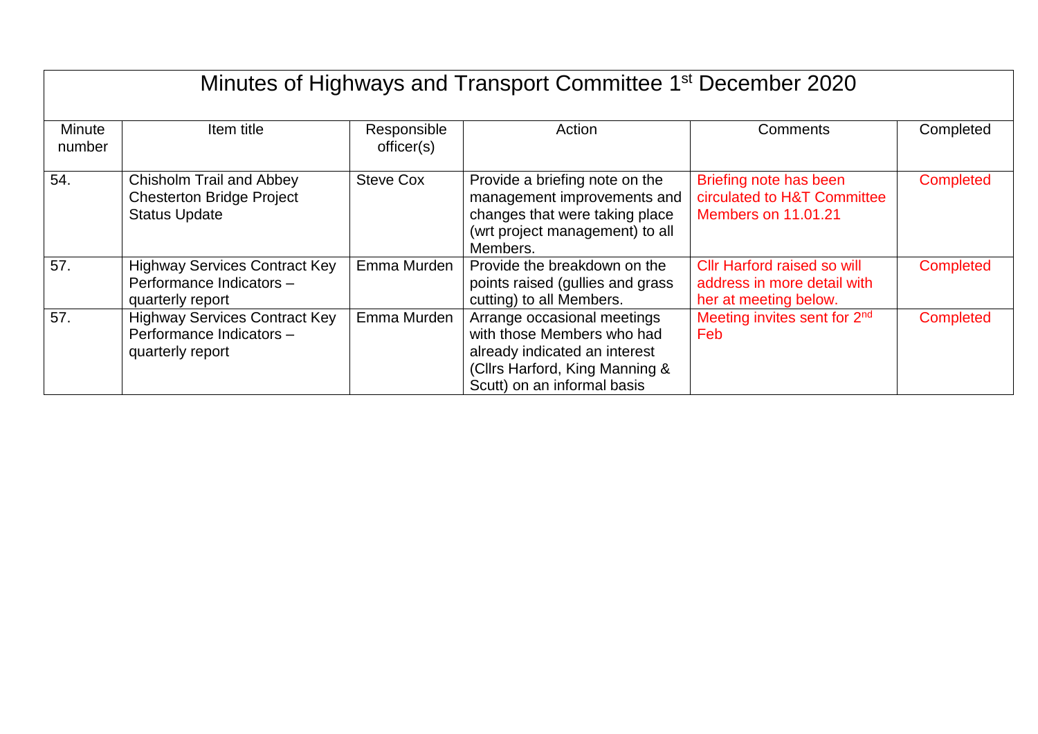# Minutes of Highways and Transport Committee 1st December 2020

| Minute number | Item title | Responsible officer(s) | Action | Comments | Completed |
|---|---|---|---|---|---|
| 54. | Chisholm Trail and Abbey Chesterton Bridge Project Status Update | Steve Cox | Provide a briefing note on the management improvements and changes that were taking place (wrt project management) to all Members. | Briefing note has been circulated to H&T Committee Members on 11.01.21 | Completed |
| 57. | Highway Services Contract Key Performance Indicators – quarterly report | Emma Murden | Provide the breakdown on the points raised (gullies and grass cutting) to all Members. | Cllr Harford raised so will address in more detail with her at meeting below. | Completed |
| 57. | Highway Services Contract Key Performance Indicators – quarterly report | Emma Murden | Arrange occasional meetings with those Members who had already indicated an interest (Cllrs Harford, King Manning & Scutt) on an informal basis | Meeting invites sent for 2nd Feb | Completed |